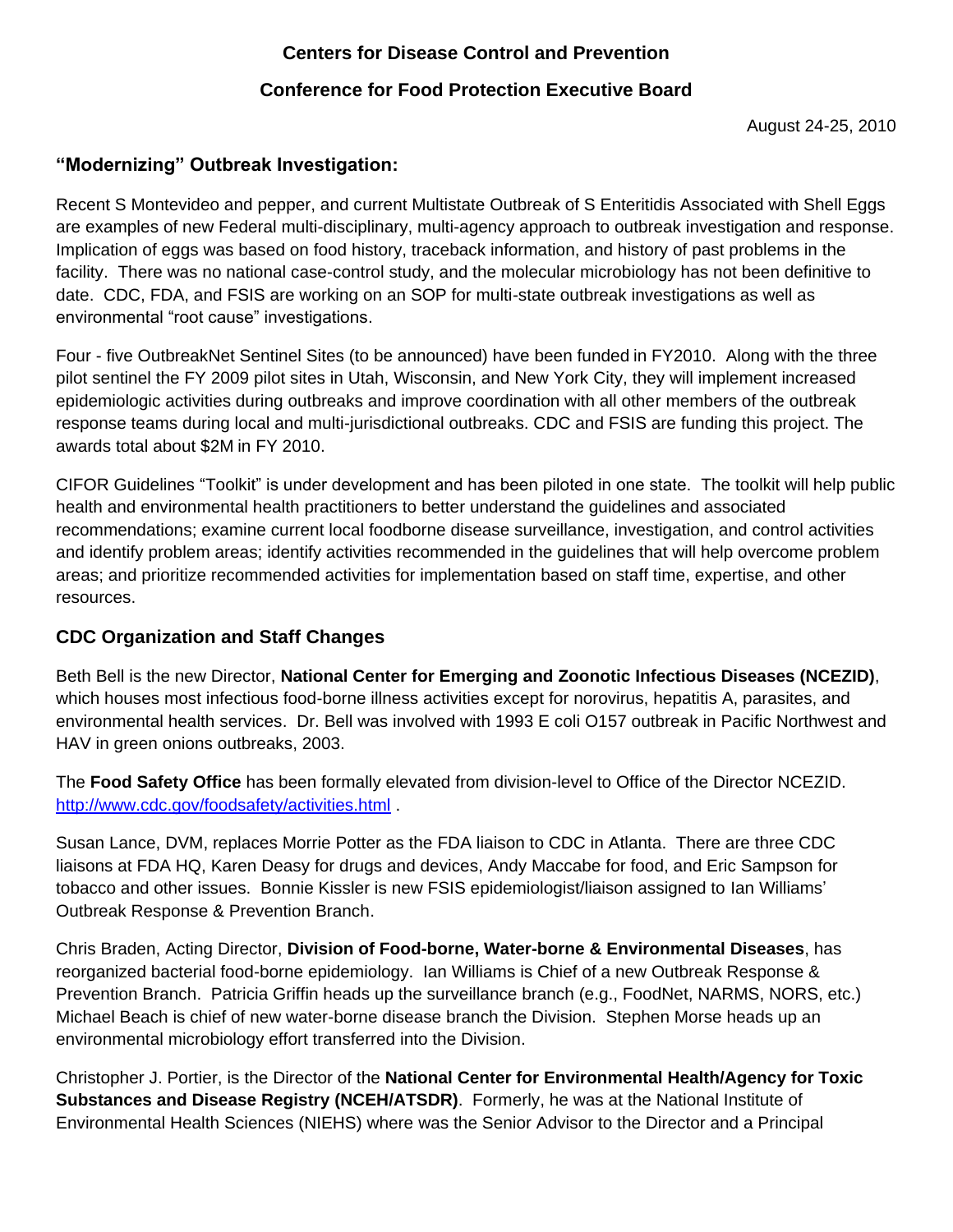**Centers for Disease Control and Prevention**

**Conference for Food Protection Executive Board**

August 24-25, 2010

## "Modernizing" Outbreak Investigation:

Recent S Montevideo and pepper, and current Multistate Outbreak of S Enteritidis Associated with Shell Eggs are examples of new Federal multi-disciplinary, multi-agency approach to outbreak investigation and response. Implication of eggs was based on food history, traceback information, and history of past problems in the facility. There was no national case-control study, and the molecular microbiology has not been definitive to date. CDC, FDA, and FSIS are working on an SOP for multi-state outbreak investigations as well as environmental "root cause" investigations.

Four - five OutbreakNet Sentinel Sites (to be announced) have been funded in FY2010. Along with the three pilot sentinel the FY 2009 pilot sites in Utah, Wisconsin, and New York City, they will implement increased epidemiologic activities during outbreaks and improve coordination with all other members of the outbreak response teams during local and multi-jurisdictional outbreaks. CDC and FSIS are funding this project. The awards total about $2M in FY 2010.

CIFOR Guidelines "Toolkit" is under development and has been piloted in one state. The toolkit will help public health and environmental health practitioners to better understand the guidelines and associated recommendations; examine current local foodborne disease surveillance, investigation, and control activities and identify problem areas; identify activities recommended in the guidelines that will help overcome problem areas; and prioritize recommended activities for implementation based on staff time, expertise, and other resources.

## CDC Organization and Staff Changes

Beth Bell is the new Director, **National Center for Emerging and Zoonotic Infectious Diseases (NCEZID)**, which houses most infectious food-borne illness activities except for norovirus, hepatitis A, parasites, and environmental health services. Dr. Bell was involved with 1993 E coli O157 outbreak in Pacific Northwest and HAV in green onions outbreaks, 2003.

The **Food Safety Office** has been formally elevated from division-level to Office of the Director NCEZID. http://www.cdc.gov/foodsafety/activities.html .

Susan Lance, DVM, replaces Morrie Potter as the FDA liaison to CDC in Atlanta. There are three CDC liaisons at FDA HQ, Karen Deasy for drugs and devices, Andy Maccabe for food, and Eric Sampson for tobacco and other issues. Bonnie Kissler is new FSIS epidemiologist/liaison assigned to Ian Williams' Outbreak Response & Prevention Branch.

Chris Braden, Acting Director, **Division of Food-borne, Water-borne & Environmental Diseases**, has reorganized bacterial food-borne epidemiology. Ian Williams is Chief of a new Outbreak Response & Prevention Branch. Patricia Griffin heads up the surveillance branch (e.g., FoodNet, NARMS, NORS, etc.) Michael Beach is chief of new water-borne disease branch the Division. Stephen Morse heads up an environmental microbiology effort transferred into the Division.

Christopher J. Portier, is the Director of the **National Center for Environmental Health/Agency for Toxic Substances and Disease Registry (NCEH/ATSDR)**. Formerly, he was at the National Institute of Environmental Health Sciences (NIEHS) where was the Senior Advisor to the Director and a Principal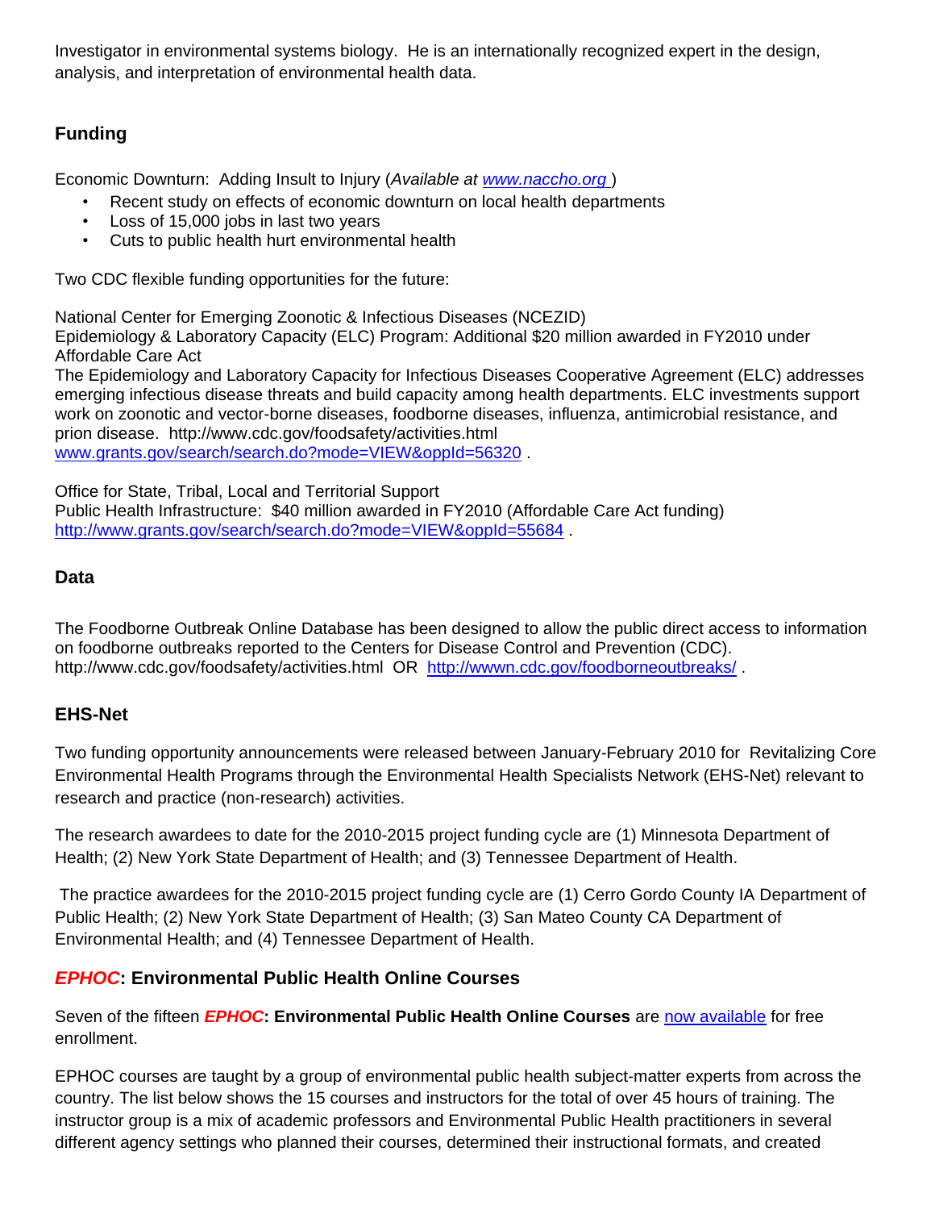Investigator in environmental systems biology. He is an internationally recognized expert in the design, analysis, and interpretation of environmental health data.

## Funding

Economic Downturn: Adding Insult to Injury (*Available at www.naccho.org* )

- Recent study on effects of economic downturn on local health departments
- Loss of 15,000 jobs in last two years
- Cuts to public health hurt environmental health

Two CDC flexible funding opportunities for the future:

National Center for Emerging Zoonotic & Infectious Diseases (NCEZID)
Epidemiology & Laboratory Capacity (ELC) Program: Additional $20 million awarded in FY2010 under Affordable Care Act
The Epidemiology and Laboratory Capacity for Infectious Diseases Cooperative Agreement (ELC) addresses emerging infectious disease threats and build capacity among health departments. ELC investments support work on zoonotic and vector-borne diseases, foodborne diseases, influenza, antimicrobial resistance, and prion disease. http://www.cdc.gov/foodsafety/activities.html
www.grants.gov/search/search.do?mode=VIEW&oppId=56320 .

Office for State, Tribal, Local and Territorial Support
Public Health Infrastructure: $40 million awarded in FY2010 (Affordable Care Act funding)
http://www.grants.gov/search/search.do?mode=VIEW&oppId=55684 .

## Data

The Foodborne Outbreak Online Database has been designed to allow the public direct access to information on foodborne outbreaks reported to the Centers for Disease Control and Prevention (CDC).
http://www.cdc.gov/foodsafety/activities.html OR http://wwwn.cdc.gov/foodborneoutbreaks/ .

## EHS-Net

Two funding opportunity announcements were released between January-February 2010 for Revitalizing Core Environmental Health Programs through the Environmental Health Specialists Network (EHS-Net) relevant to research and practice (non-research) activities.

The research awardees to date for the 2010-2015 project funding cycle are (1) Minnesota Department of Health; (2) New York State Department of Health; and (3) Tennessee Department of Health.

The practice awardees for the 2010-2015 project funding cycle are (1) Cerro Gordo County IA Department of Public Health; (2) New York State Department of Health; (3) San Mateo County CA Department of Environmental Health; and (4) Tennessee Department of Health.

## *EPHOC*: Environmental Public Health Online Courses

Seven of the fifteen ***EPHOC*: Environmental Public Health Online Courses** are now available for free enrollment.

EPHOC courses are taught by a group of environmental public health subject-matter experts from across the country. The list below shows the 15 courses and instructors for the total of over 45 hours of training. The instructor group is a mix of academic professors and Environmental Public Health practitioners in several different agency settings who planned their courses, determined their instructional formats, and created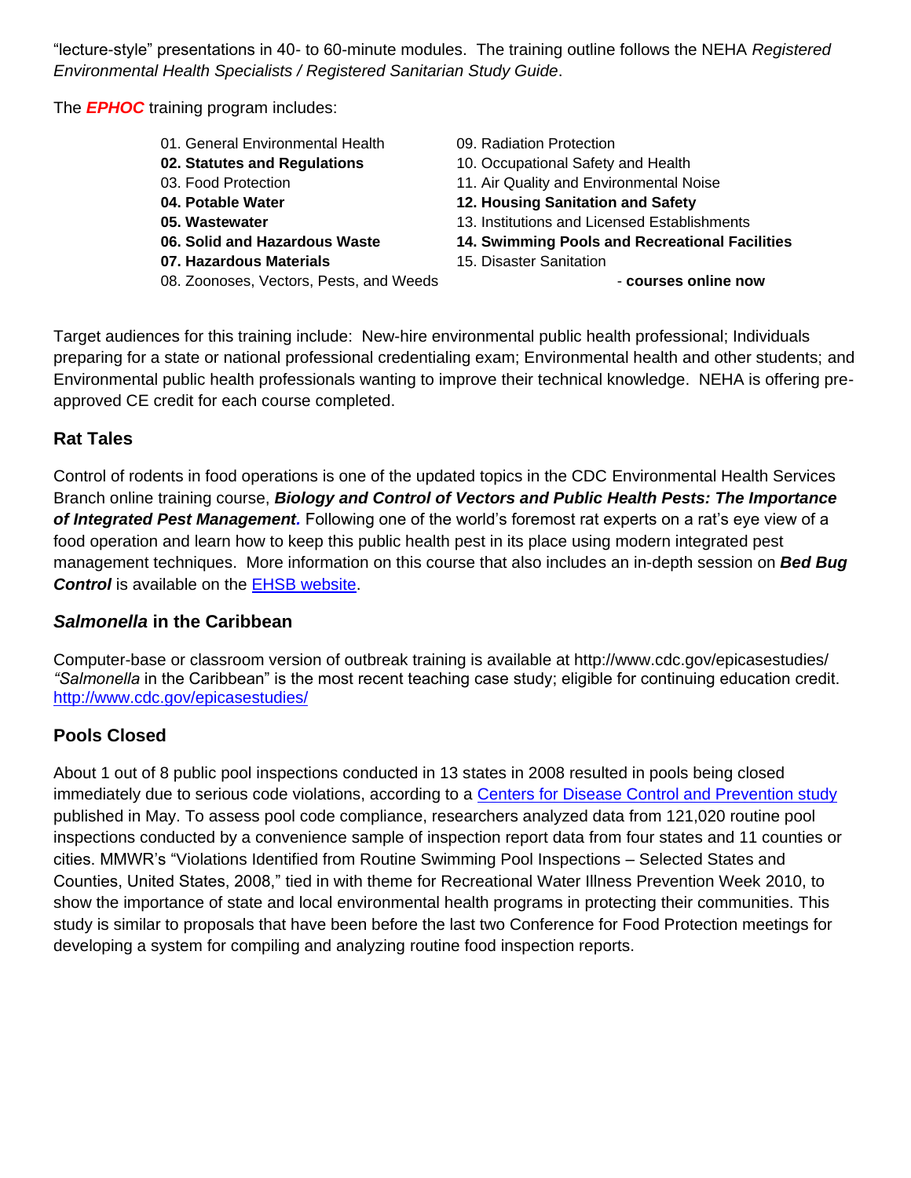"lecture-style" presentations in 40- to 60-minute modules. The training outline follows the NEHA *Registered Environmental Health Specialists / Registered Sanitarian Study Guide*.

The ***EPHOC*** training program includes:

01. General Environmental Health
**02. Statutes and Regulations**
03. Food Protection
**04. Potable Water**
**05. Wastewater**
**06. Solid and Hazardous Waste**
**07. Hazardous Materials**
08. Zoonoses, Vectors, Pests, and Weeds
09. Radiation Protection
10. Occupational Safety and Health
11. Air Quality and Environmental Noise
**12. Housing Sanitation and Safety**
13. Institutions and Licensed Establishments
**14. Swimming Pools and Recreational Facilities**
15. Disaster Sanitation

- **courses online now**

Target audiences for this training include: New-hire environmental public health professional; Individuals preparing for a state or national professional credentialing exam; Environmental health and other students; and Environmental public health professionals wanting to improve their technical knowledge. NEHA is offering pre-approved CE credit for each course completed.

### Rat Tales

Control of rodents in food operations is one of the updated topics in the CDC Environmental Health Services Branch online training course, ***Biology and Control of Vectors and Public Health Pests: The Importance of Integrated Pest Management.*** Following one of the world's foremost rat experts on a rat's eye view of a food operation and learn how to keep this public health pest in its place using modern integrated pest management techniques. More information on this course that also includes an in-depth session on ***Bed Bug Control*** is available on the EHSB website.

### *Salmonella* in the Caribbean

Computer-base or classroom version of outbreak training is available at http://www.cdc.gov/epicasestudies/ *"Salmonella* in the Caribbean" is the most recent teaching case study; eligible for continuing education credit. http://www.cdc.gov/epicasestudies/

### Pools Closed

About 1 out of 8 public pool inspections conducted in 13 states in 2008 resulted in pools being closed immediately due to serious code violations, according to a Centers for Disease Control and Prevention study published in May. To assess pool code compliance, researchers analyzed data from 121,020 routine pool inspections conducted by a convenience sample of inspection report data from four states and 11 counties or cities. MMWR's "Violations Identified from Routine Swimming Pool Inspections – Selected States and Counties, United States, 2008," tied in with theme for Recreational Water Illness Prevention Week 2010, to show the importance of state and local environmental health programs in protecting their communities. This study is similar to proposals that have been before the last two Conference for Food Protection meetings for developing a system for compiling and analyzing routine food inspection reports.